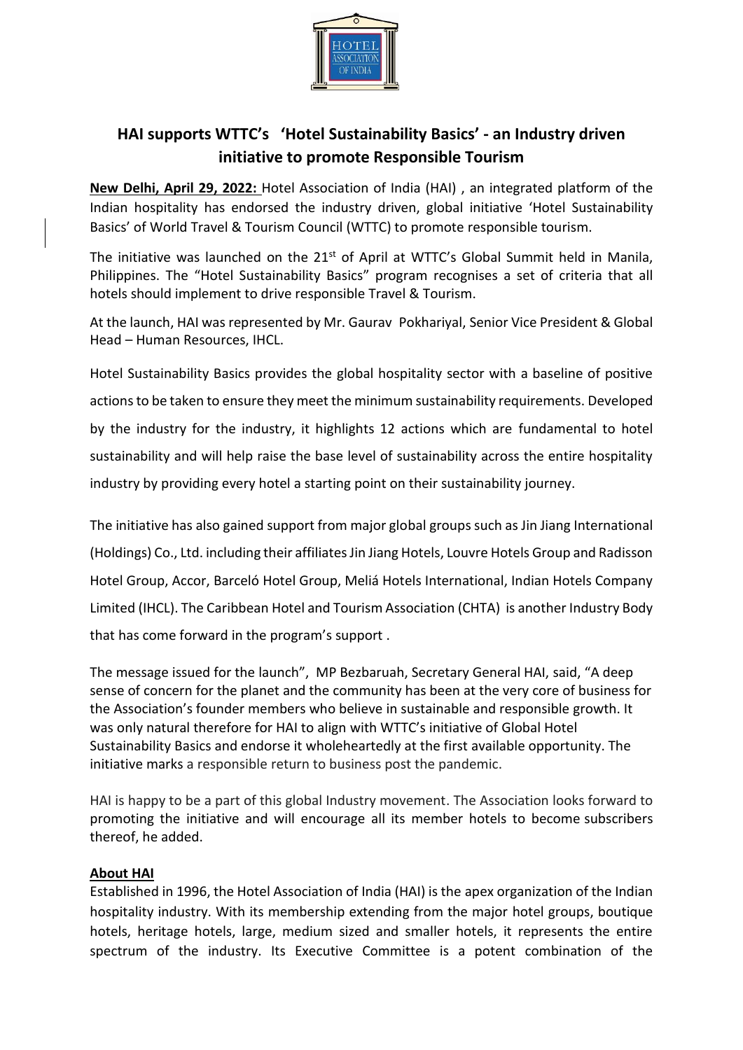# HAI supports WTTC's 'Hotel Sustainability Basics' - an Industry driven initiative to promote Responsible Tourism

**New Delhi, April 29, 2022:** Hotel Association of India (HAI) , an integrated platform of the Indian hospitality has endorsed the industry driven, global initiative 'Hotel Sustainability Basics' of World Travel & Tourism Council (WTTC) to promote responsible tourism.

The initiative was launched on the 21st of April at WTTC's Global Summit held in Manila, Philippines. The "Hotel Sustainability Basics" program recognises a set of criteria that all hotels should implement to drive responsible Travel & Tourism.

At the launch, HAI was represented by Mr. Gaurav Pokhariyal, Senior Vice President & Global Head – Human Resources, IHCL.

Hotel Sustainability Basics provides the global hospitality sector with a baseline of positive actions to be taken to ensure they meet the minimum sustainability requirements. Developed by the industry for the industry, it highlights 12 actions which are fundamental to hotel sustainability and will help raise the base level of sustainability across the entire hospitality industry by providing every hotel a starting point on their sustainability journey.

The initiative has also gained support from major global groups such as Jin Jiang International (Holdings) Co., Ltd. including their affiliates Jin Jiang Hotels, Louvre Hotels Group and Radisson Hotel Group, Accor, Barceló Hotel Group, Meliá Hotels International, Indian Hotels Company Limited (IHCL). The Caribbean Hotel and Tourism Association (CHTA) is another Industry Body that has come forward in the program's support .

The message issued for the launch", MP Bezbaruah, Secretary General HAI, said, "A deep sense of concern for the planet and the community has been at the very core of business for the Association's founder members who believe in sustainable and responsible growth. It was only natural therefore for HAI to align with WTTC's initiative of Global Hotel Sustainability Basics and endorse it wholeheartedly at the first available opportunity. The initiative marks a responsible return to business post the pandemic.

HAI is happy to be a part of this global Industry movement. The Association looks forward to promoting the initiative and will encourage all its member hotels to become subscribers thereof, he added.

**About HAI**

Established in 1996, the Hotel Association of India (HAI) is the apex organization of the Indian hospitality industry. With its membership extending from the major hotel groups, boutique hotels, heritage hotels, large, medium sized and smaller hotels, it represents the entire spectrum of the industry. Its Executive Committee is a potent combination of the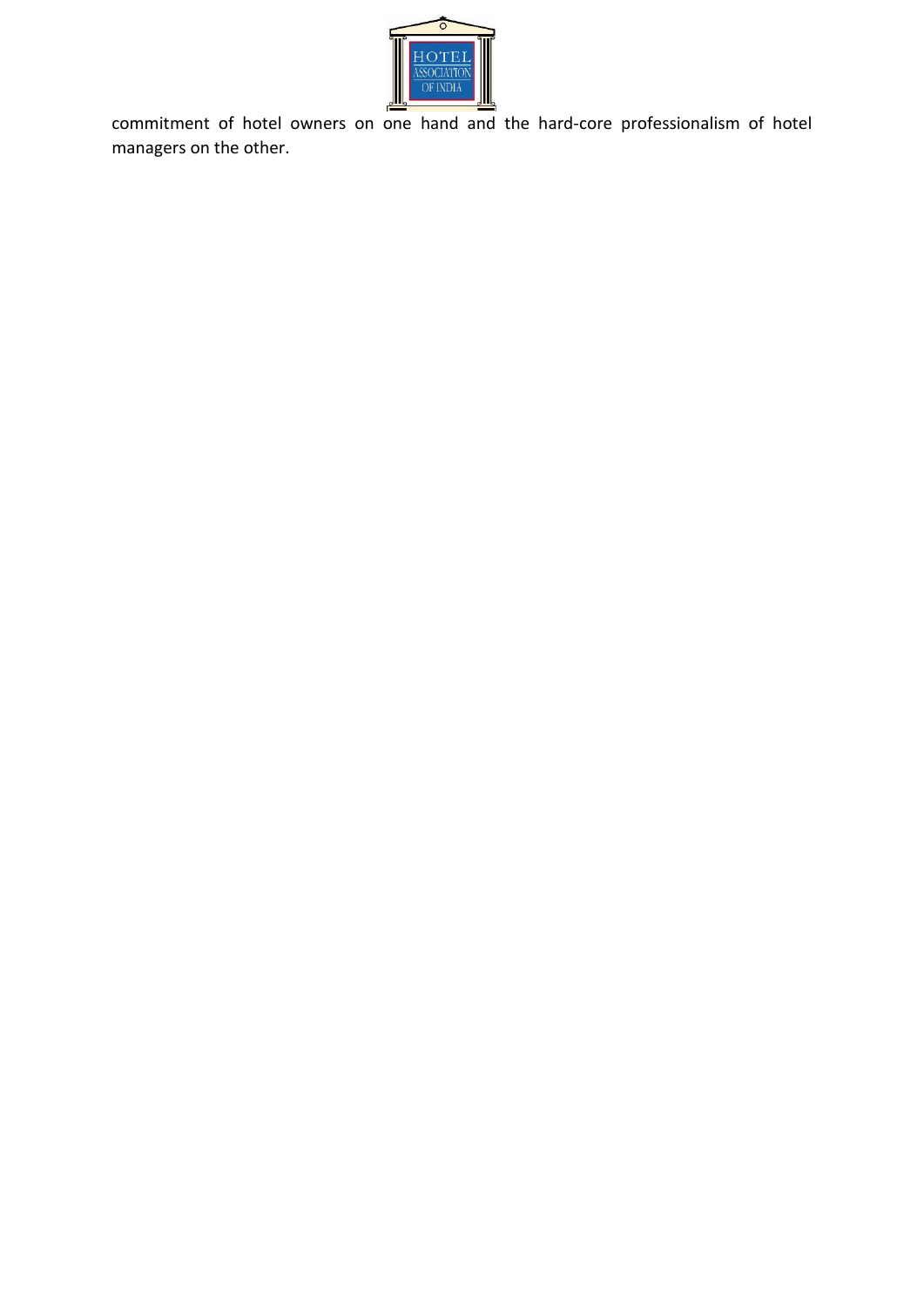commitment of hotel owners on one hand and the hard-core professionalism of hotel managers on the other.